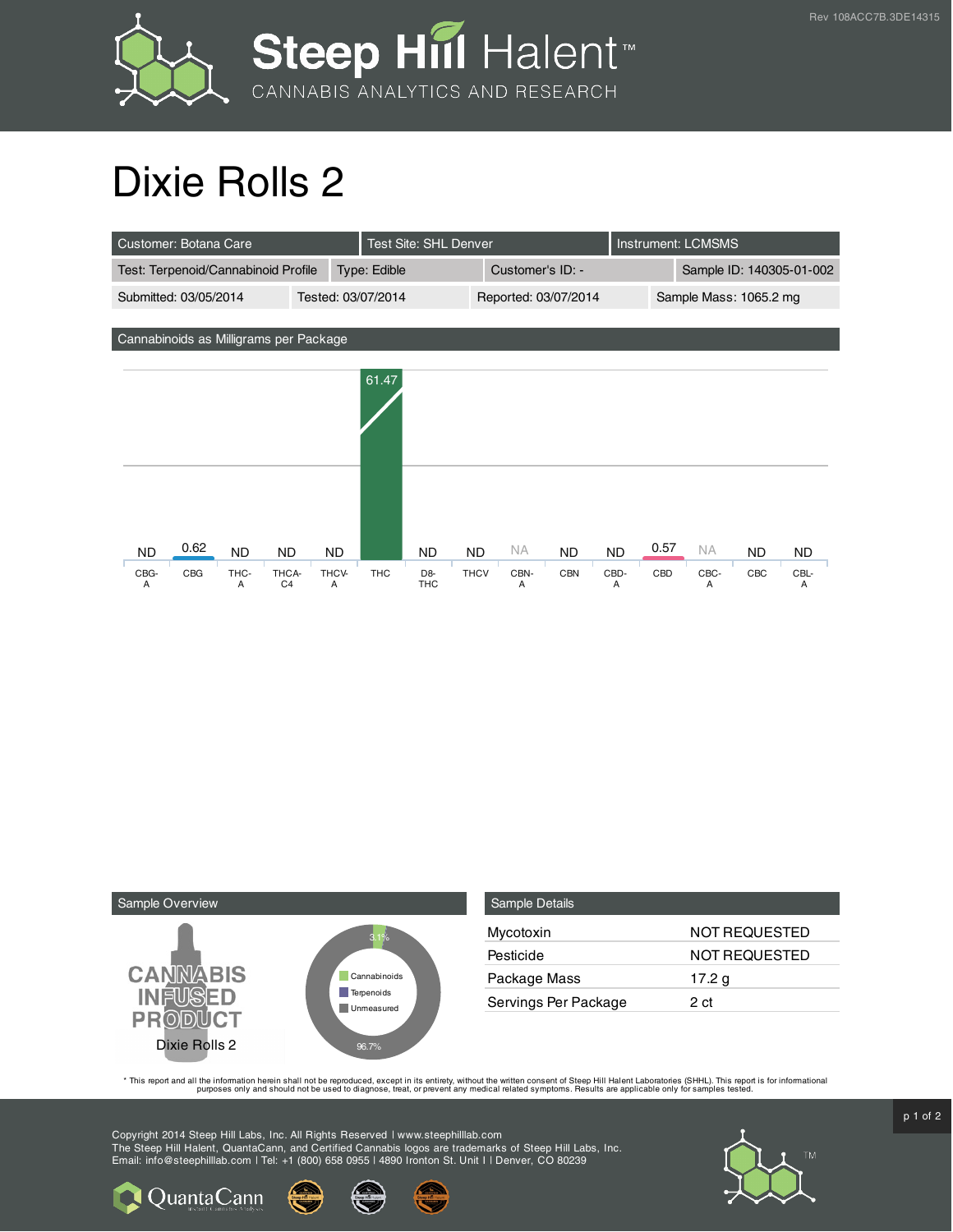# Dixie Rolls 2

| Customer: Botana Care | Test Site: SHL Denver | Instrument: LCMSMS | |
|---|---|---|---|
| Test: Terpenoid/Cannabinoid Profile | Type: Edible | Customer's ID: - | Sample ID: 140305-01-002 |
| Submitted: 03/05/2014 | Tested: 03/07/2014 | Reported: 03/07/2014 | Sample Mass: 1065.2 mg |

## Cannabinoids as Milligrams per Package

| CBG-A | CBG | THC-A | THCA-C4 | THCV-A | THC | D8-THC | THCV | CBN-A | CBN | CBD-A | CBD | CBC-A | CBC | CBL-A |
|---|---|---|---|---|---|---|---|---|---|---|---|---|---|---|
| ND | 0.62 | ND | ND | ND | 61.47 | ND | ND | NA | ND | ND | 0.57 | NA | ND | ND |

## Sample Overview

CANNABIS INFUSED PRODUCT

Dixie Rolls 2

- Cannabinoids: 3.1%
- Terpenoids
- Unmeasured: 96.7%

## Sample Details

| | |
|---|---|
| Mycotoxin | NOT REQUESTED |
| Pesticide | NOT REQUESTED |
| Package Mass | 17.2 g |
| Servings Per Package | 2 ct |

* This report and all the information herein shall not be reproduced, except in its entirety, without the written consent of Steep Hill Halent Laboratories (SHHL). This report is for informational purposes only and should not be used to diagnose, treat, or prevent any medical related symptoms. Results are applicable only for samples tested.

Copyright 2014 Steep Hill Labs, Inc. All Rights Reserved | www.steephilllab.com
The Steep Hill Halent, QuantaCann, and Certified Cannabis logos are trademarks of Steep Hill Labs, Inc.
Email: info@steephilllab.com | Tel: +1 (800) 658 0955 | 4890 Ironton St. Unit I | Denver, CO 80239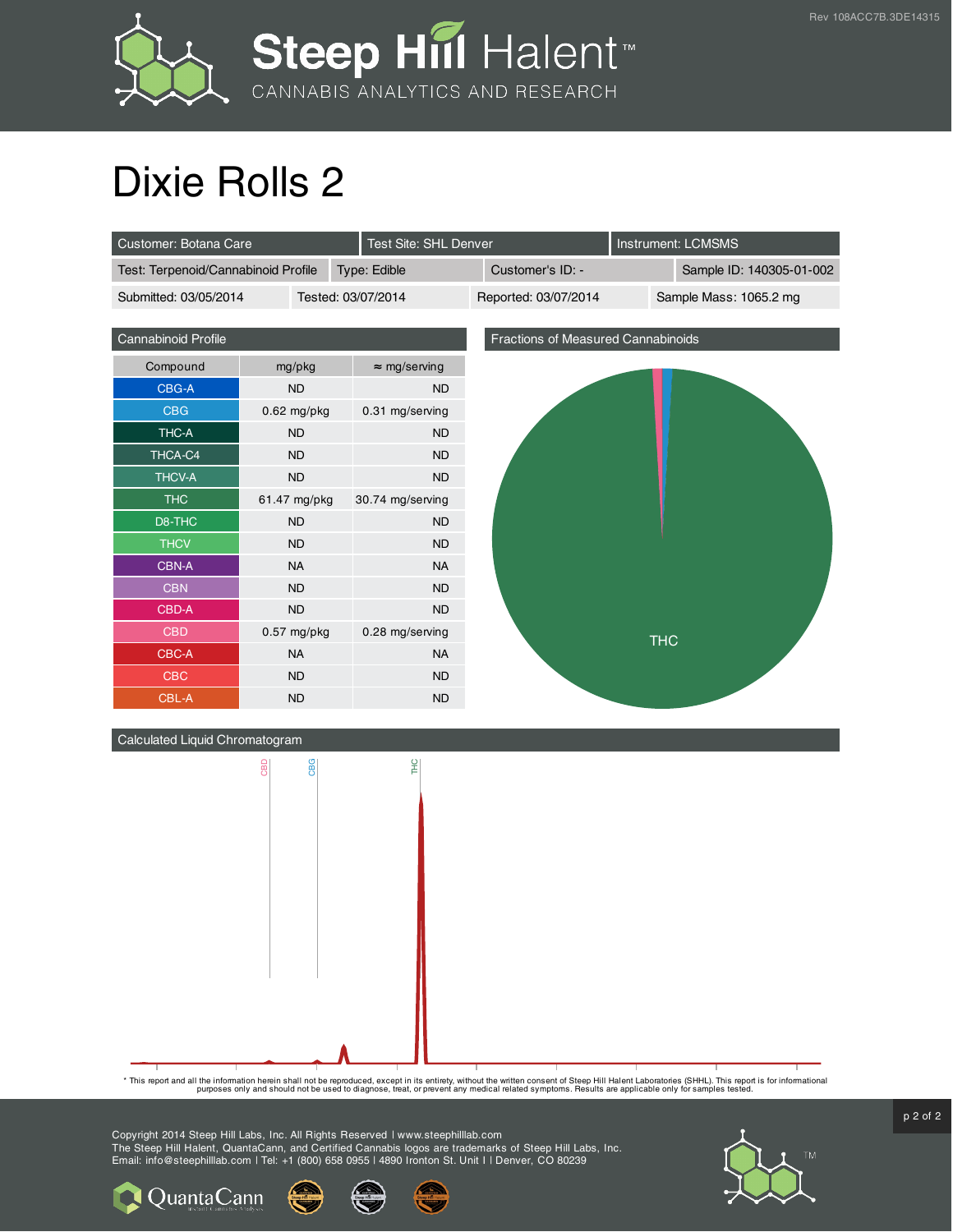# Dixie Rolls 2

| Customer: Botana Care | Test Site: SHL Denver | Instrument: LCMSMS | |
|---|---|---|---|
| Test: Terpenoid/Cannabinoid Profile | Type: Edible | Customer's ID: - | Sample ID: 140305-01-002 |
| Submitted: 03/05/2014 | Tested: 03/07/2014 | Reported: 03/07/2014 | Sample Mass: 1065.2 mg |

## Cannabinoid Profile

| Compound | mg/pkg | ≈ mg/serving |
|---|---|---|
| CBG-A | ND | ND |
| CBG | 0.62 mg/pkg | 0.31 mg/serving |
| THC-A | ND | ND |
| THCA-C4 | ND | ND |
| THCV-A | ND | ND |
| THC | 61.47 mg/pkg | 30.74 mg/serving |
| D8-THC | ND | ND |
| THCV | ND | ND |
| CBN-A | NA | NA |
| CBN | ND | ND |
| CBD-A | ND | ND |
| CBD | 0.57 mg/pkg | 0.28 mg/serving |
| CBC-A | NA | NA |
| CBC | ND | ND |
| CBL-A | ND | ND |

## Fractions of Measured Cannabinoids

THC

## Calculated Liquid Chromatogram

CBD

CBG

THC

* This report and all the information herein shall not be reproduced, except in its entirety, without the written consent of Steep Hill Halent Laboratories (SHHL). This report is for informational purposes only and should not be used to diagnose, treat, or prevent any medical related symptoms. Results are applicable only for samples tested.

Copyright 2014 Steep Hill Labs, Inc. All Rights Reserved | www.steephilllab.com
The Steep Hill Halent, QuantaCann, and Certified Cannabis logos are trademarks of Steep Hill Labs, Inc.
Email: info@steephilllab.com | Tel: +1 (800) 658 0955 | 4890 Ironton St. Unit I | Denver, CO 80239